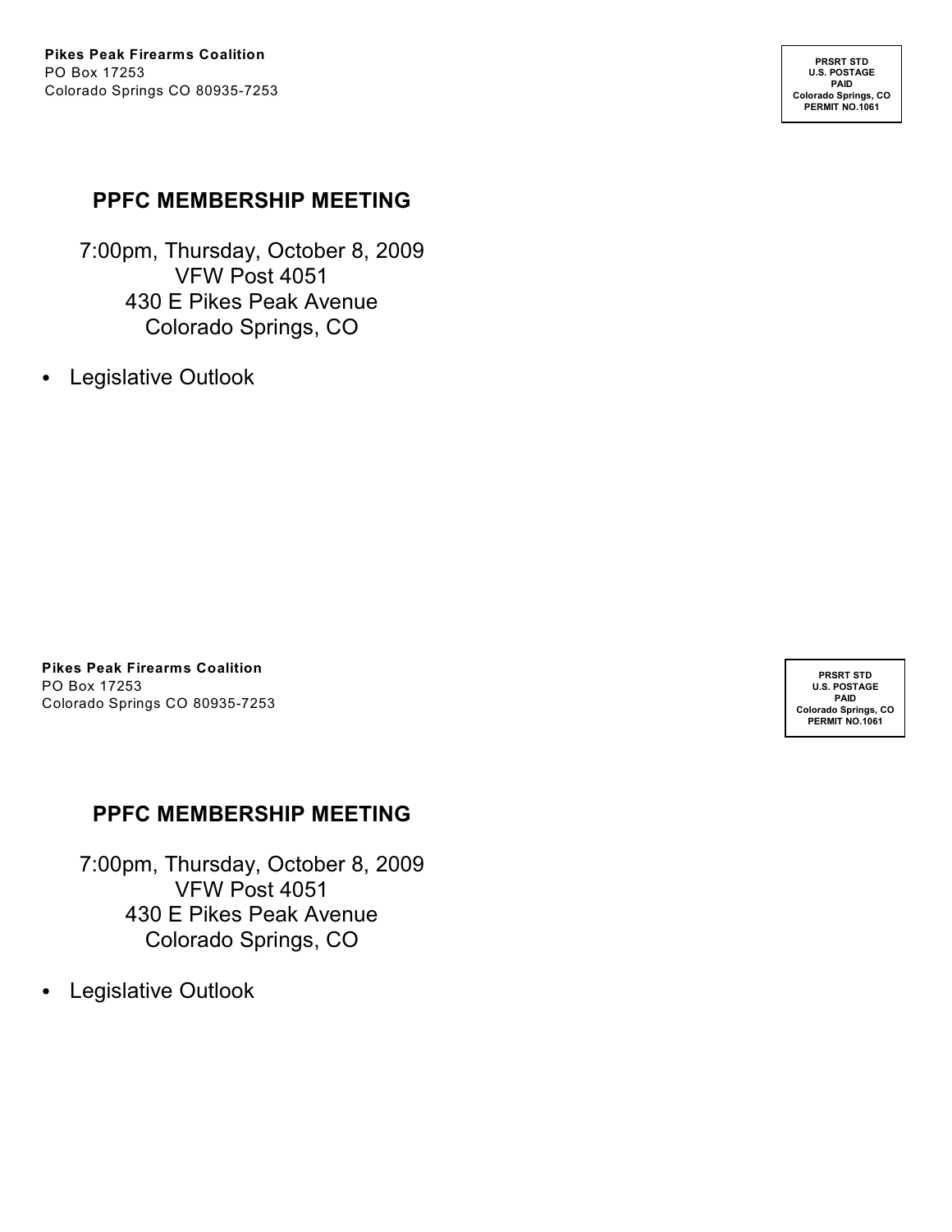**Pikes Peak Firearms Coalition**
PO Box 17253
Colorado Springs CO 80935-7253

PRSRT STD
U.S. POSTAGE
PAID
Colorado Springs, CO
PERMIT NO.1061

## PPFC MEMBERSHIP MEETING

7:00pm, Thursday, October 8, 2009
VFW Post 4051
430 E Pikes Peak Avenue
Colorado Springs, CO

- Legislative Outlook

**Pikes Peak Firearms Coalition**
PO Box 17253
Colorado Springs CO 80935-7253

PRSRT STD
U.S. POSTAGE
PAID
Colorado Springs, CO
PERMIT NO.1061

## PPFC MEMBERSHIP MEETING

7:00pm, Thursday, October 8, 2009
VFW Post 4051
430 E Pikes Peak Avenue
Colorado Springs, CO

- Legislative Outlook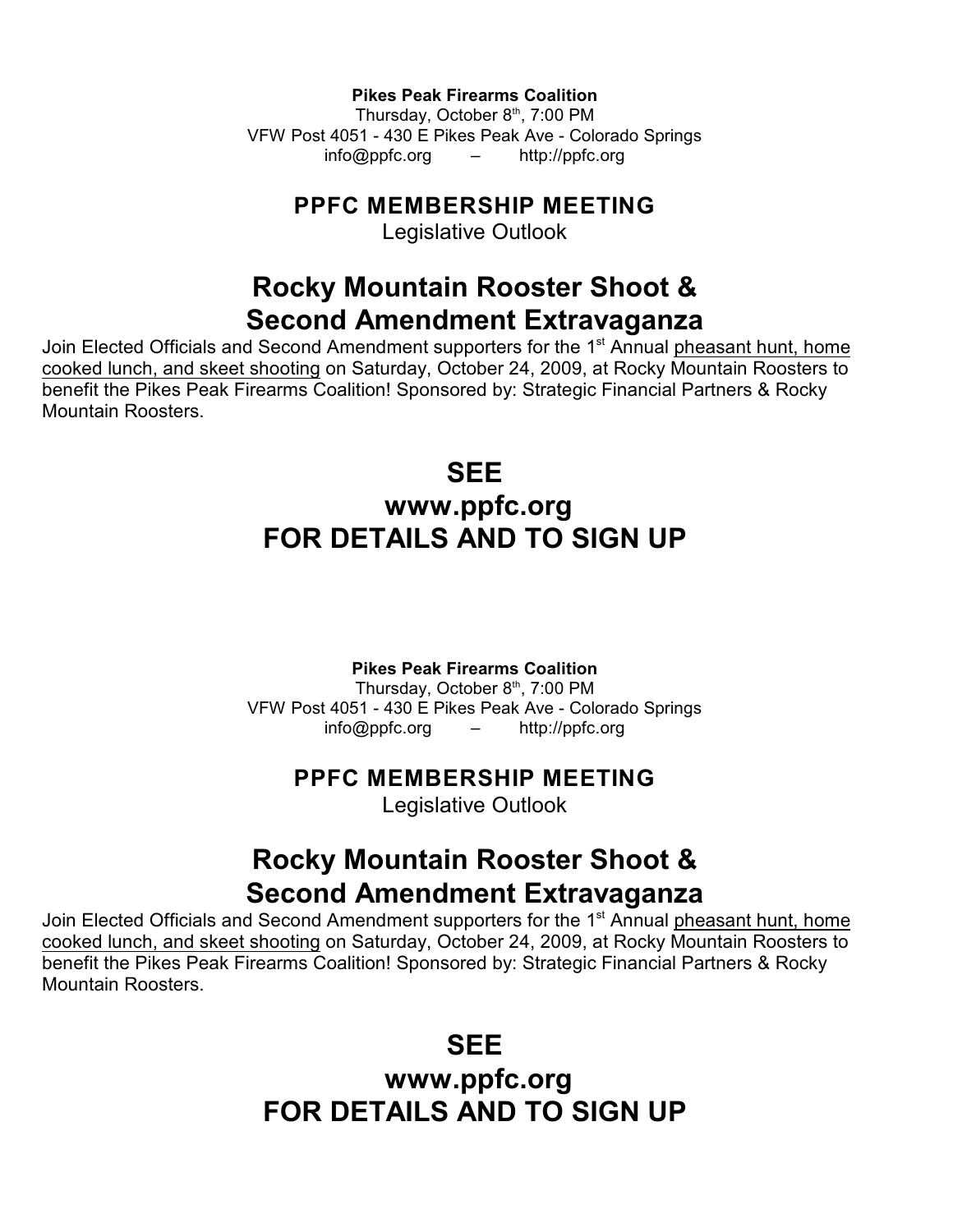**Pikes Peak Firearms Coalition**

Thursday, October 8th, 7:00 PM

VFW Post 4051 - 430 E Pikes Peak Ave - Colorado Springs

info@ppfc.org – http://ppfc.org

## PPFC MEMBERSHIP MEETING

Legislative Outlook

# Rocky Mountain Rooster Shoot & Second Amendment Extravaganza

Join Elected Officials and Second Amendment supporters for the 1st Annual pheasant hunt, home cooked lunch, and skeet shooting on Saturday, October 24, 2009, at Rocky Mountain Roosters to benefit the Pikes Peak Firearms Coalition! Sponsored by: Strategic Financial Partners & Rocky Mountain Roosters.

# SEE
# www.ppfc.org
# FOR DETAILS AND TO SIGN UP

**Pikes Peak Firearms Coalition**

Thursday, October 8th, 7:00 PM

VFW Post 4051 - 430 E Pikes Peak Ave - Colorado Springs

info@ppfc.org – http://ppfc.org

## PPFC MEMBERSHIP MEETING

Legislative Outlook

# Rocky Mountain Rooster Shoot & Second Amendment Extravaganza

Join Elected Officials and Second Amendment supporters for the 1st Annual pheasant hunt, home cooked lunch, and skeet shooting on Saturday, October 24, 2009, at Rocky Mountain Roosters to benefit the Pikes Peak Firearms Coalition! Sponsored by: Strategic Financial Partners & Rocky Mountain Roosters.

# SEE
# www.ppfc.org
# FOR DETAILS AND TO SIGN UP